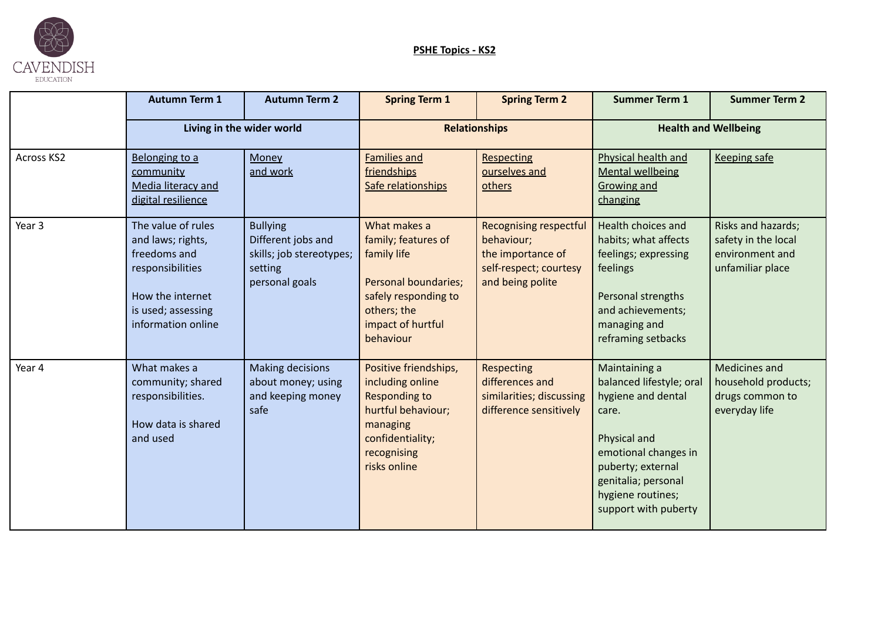CAVENDISH EDUCATION

# PSHE Topics - KS2

| | Autumn Term 1 | Autumn Term 2 | Spring Term 1 | Spring Term 2 | Summer Term 1 | Summer Term 2 |
|---|---|---|---|---|---|---|
| | Living in the wider world | | Relationships | | Health and Wellbeing | |
| Across KS2 | Belonging to a community<br>Media literacy and digital resilience | Money and work | Families and friendships<br>Safe relationships | Respecting ourselves and others | Physical health and Mental wellbeing<br>Growing and changing | Keeping safe |
| Year 3 | The value of rules and laws; rights, freedoms and responsibilities<br><br>How the internet is used; assessing information online | Bullying<br>Different jobs and skills; job stereotypes; setting personal goals | What makes a family; features of family life<br><br>Personal boundaries; safely responding to others; the impact of hurtful behaviour | Recognising respectful behaviour;<br>the importance of self-respect; courtesy and being polite | Health choices and habits; what affects feelings; expressing feelings<br><br>Personal strengths and achievements; managing and reframing setbacks | Risks and hazards; safety in the local environment and unfamiliar place |
| Year 4 | What makes a community; shared responsibilities.<br><br>How data is shared and used | Making decisions about money; using and keeping money safe | Positive friendships, including online<br>Responding to hurtful behaviour; managing confidentiality; recognising risks online | Respecting differences and similarities; discussing difference sensitively | Maintaining a balanced lifestyle; oral hygiene and dental care.<br><br>Physical and emotional changes in puberty; external genitalia; personal hygiene routines; support with puberty | Medicines and household products; drugs common to everyday life |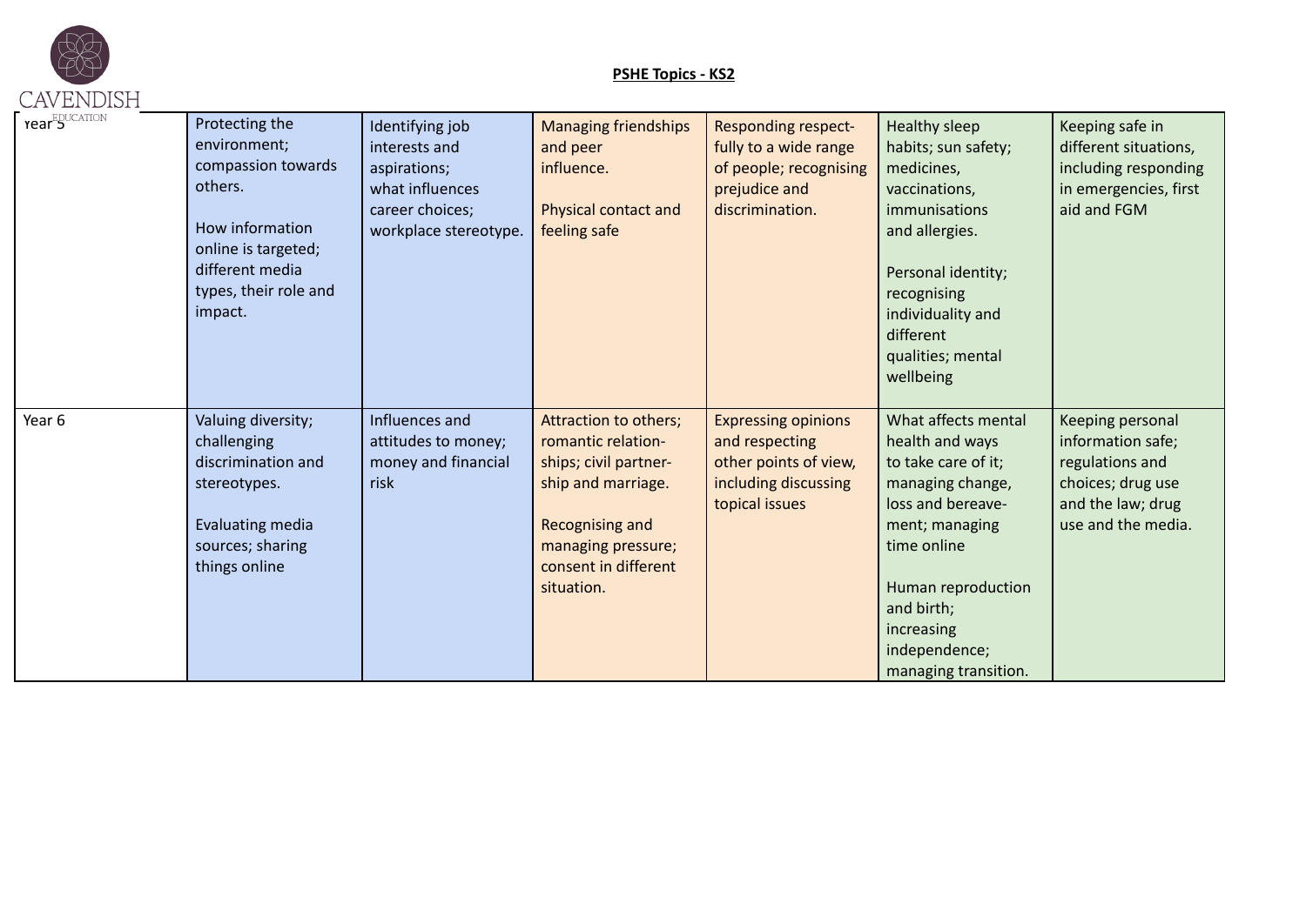**PSHE Topics - KS2**

| | | | | | | |
|---|---|---|---|---|---|---|
| Year 5 | Protecting the environment; compassion towards others.<br><br>How information online is targeted; different media types, their role and impact. | Identifying job interests and aspirations; what influences career choices; workplace stereotype. | Managing friendships and peer influence.<br><br>Physical contact and feeling safe | Responding respectfully to a wide range of people; recognising prejudice and discrimination. | Healthy sleep habits; sun safety; medicines, vaccinations, immunisations and allergies.<br><br>Personal identity; recognising individuality and different qualities; mental wellbeing | Keeping safe in different situations, including responding in emergencies, first aid and FGM |
| Year 6 | Valuing diversity; challenging discrimination and stereotypes.<br><br>Evaluating media sources; sharing things online | Influences and attitudes to money; money and financial risk | Attraction to others; romantic relationships; civil partnership and marriage.<br><br>Recognising and managing pressure; consent in different situation. | Expressing opinions and respecting other points of view, including discussing topical issues | What affects mental health and ways to take care of it; managing change, loss and bereavement; managing time online<br><br>Human reproduction and birth; increasing independence; managing transition. | Keeping personal information safe; regulations and choices; drug use and the law; drug use and the media. |